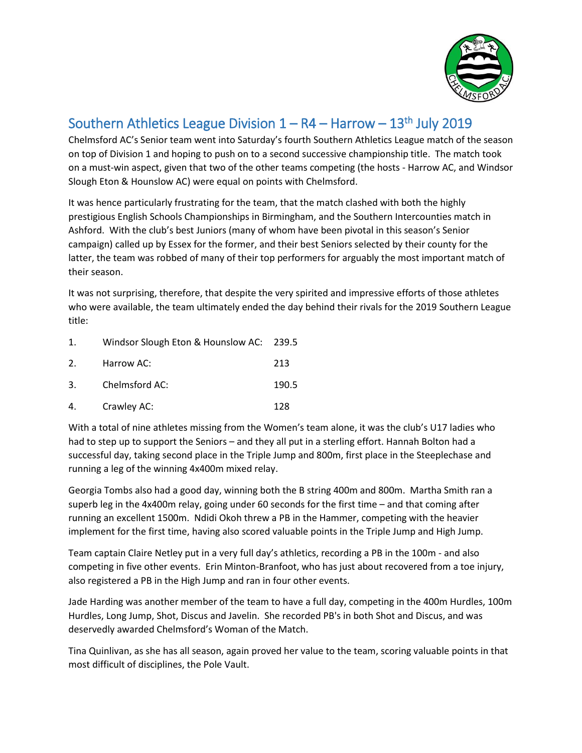# Southern Athletics League Division 1 – R4 – Harrow – 13th July 2019

Chelmsford AC's Senior team went into Saturday's fourth Southern Athletics League match of the season on top of Division 1 and hoping to push on to a second successive championship title. The match took on a must-win aspect, given that two of the other teams competing (the hosts - Harrow AC, and Windsor Slough Eton & Hounslow AC) were equal on points with Chelmsford.

It was hence particularly frustrating for the team, that the match clashed with both the highly prestigious English Schools Championships in Birmingham, and the Southern Intercounties match in Ashford. With the club's best Juniors (many of whom have been pivotal in this season's Senior campaign) called up by Essex for the former, and their best Seniors selected by their county for the latter, the team was robbed of many of their top performers for arguably the most important match of their season.

It was not surprising, therefore, that despite the very spirited and impressive efforts of those athletes who were available, the team ultimately ended the day behind their rivals for the 2019 Southern League title:

| | | |
|---|---|---|
| 1. | Windsor Slough Eton & Hounslow AC: | 239.5 |
| 2. | Harrow AC: | 213 |
| 3. | Chelmsford AC: | 190.5 |
| 4. | Crawley AC: | 128 |

With a total of nine athletes missing from the Women's team alone, it was the club's U17 ladies who had to step up to support the Seniors – and they all put in a sterling effort. Hannah Bolton had a successful day, taking second place in the Triple Jump and 800m, first place in the Steeplechase and running a leg of the winning 4x400m mixed relay.

Georgia Tombs also had a good day, winning both the B string 400m and 800m. Martha Smith ran a superb leg in the 4x400m relay, going under 60 seconds for the first time – and that coming after running an excellent 1500m. Ndidi Okoh threw a PB in the Hammer, competing with the heavier implement for the first time, having also scored valuable points in the Triple Jump and High Jump.

Team captain Claire Netley put in a very full day's athletics, recording a PB in the 100m - and also competing in five other events. Erin Minton-Branfoot, who has just about recovered from a toe injury, also registered a PB in the High Jump and ran in four other events.

Jade Harding was another member of the team to have a full day, competing in the 400m Hurdles, 100m Hurdles, Long Jump, Shot, Discus and Javelin. She recorded PB's in both Shot and Discus, and was deservedly awarded Chelmsford's Woman of the Match.

Tina Quinlivan, as she has all season, again proved her value to the team, scoring valuable points in that most difficult of disciplines, the Pole Vault.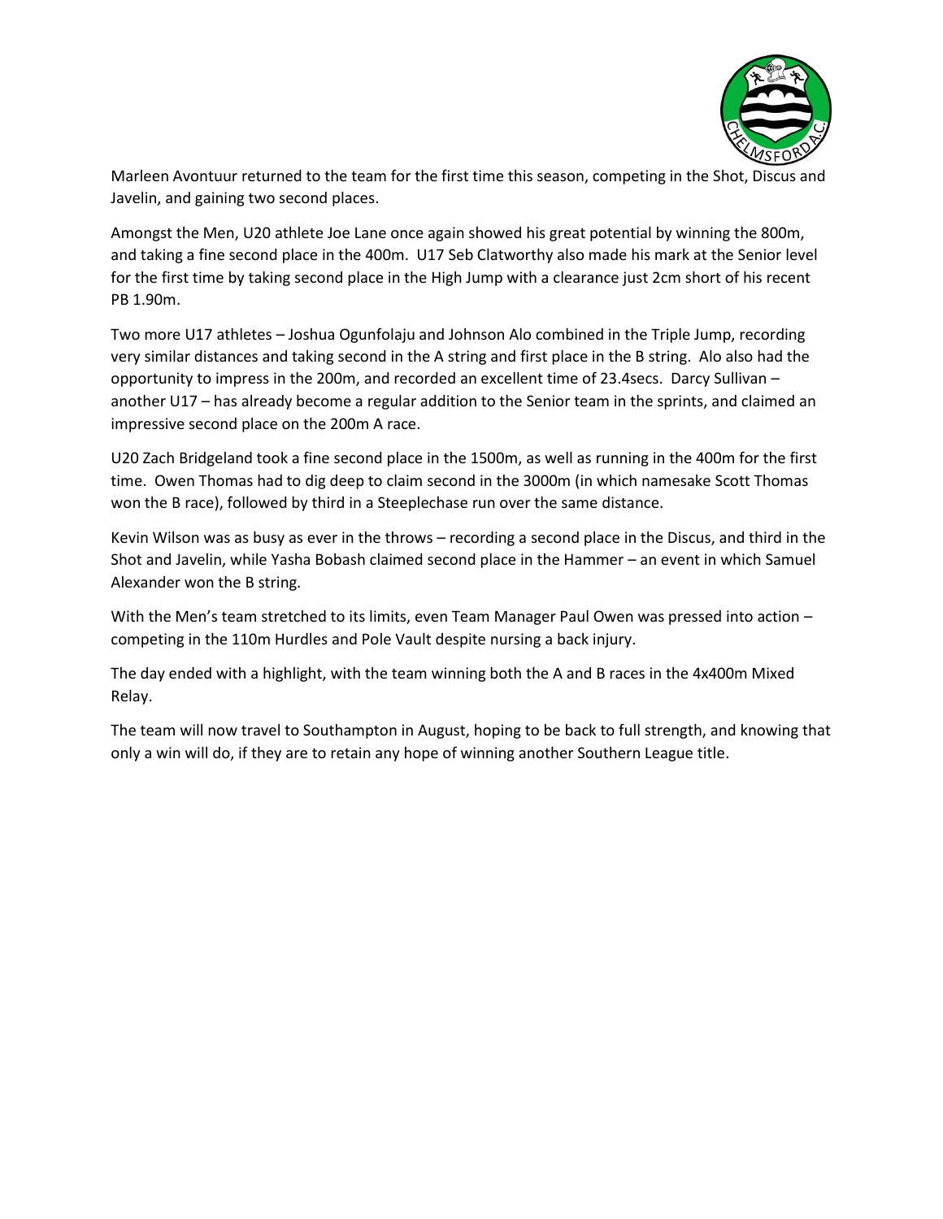Marleen Avontuur returned to the team for the first time this season, competing in the Shot, Discus and Javelin, and gaining two second places.

Amongst the Men, U20 athlete Joe Lane once again showed his great potential by winning the 800m, and taking a fine second place in the 400m. U17 Seb Clatworthy also made his mark at the Senior level for the first time by taking second place in the High Jump with a clearance just 2cm short of his recent PB 1.90m.

Two more U17 athletes – Joshua Ogunfolaju and Johnson Alo combined in the Triple Jump, recording very similar distances and taking second in the A string and first place in the B string. Alo also had the opportunity to impress in the 200m, and recorded an excellent time of 23.4secs. Darcy Sullivan – another U17 – has already become a regular addition to the Senior team in the sprints, and claimed an impressive second place on the 200m A race.

U20 Zach Bridgeland took a fine second place in the 1500m, as well as running in the 400m for the first time. Owen Thomas had to dig deep to claim second in the 3000m (in which namesake Scott Thomas won the B race), followed by third in a Steeplechase run over the same distance.

Kevin Wilson was as busy as ever in the throws – recording a second place in the Discus, and third in the Shot and Javelin, while Yasha Bobash claimed second place in the Hammer – an event in which Samuel Alexander won the B string.

With the Men's team stretched to its limits, even Team Manager Paul Owen was pressed into action – competing in the 110m Hurdles and Pole Vault despite nursing a back injury.

The day ended with a highlight, with the team winning both the A and B races in the 4x400m Mixed Relay.

The team will now travel to Southampton in August, hoping to be back to full strength, and knowing that only a win will do, if they are to retain any hope of winning another Southern League title.